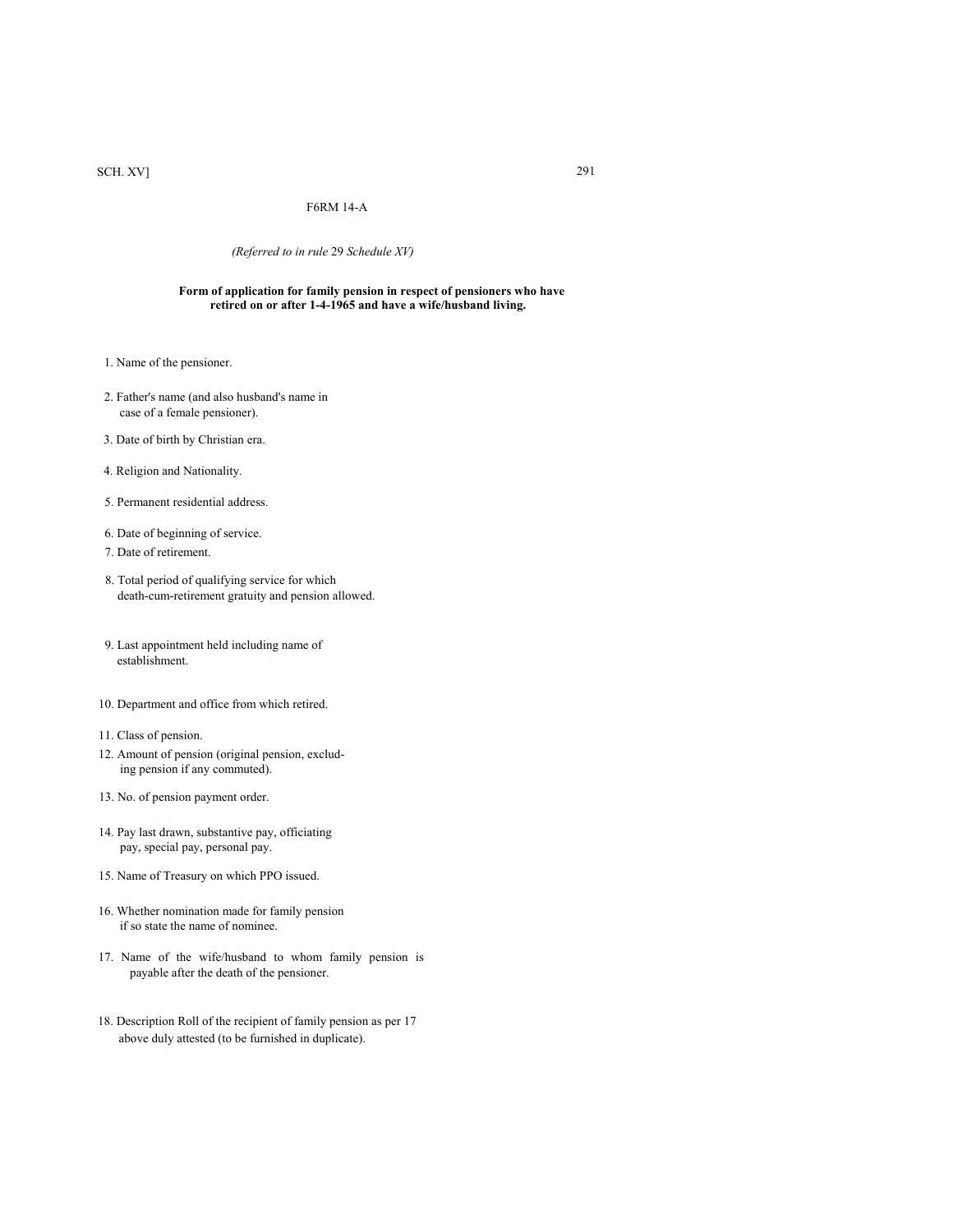F6RM 14-A

*(Referred to in rule* 29 *Schedule XV)*

**Form of application for family pension in respect of pensioners who have retired on or after 1-4-1965 and have a wife/husband living.**

1. Name of the pensioner.
2. Father's name (and also husband's name in case of a female pensioner).
3. Date of birth by Christian era.
4. Religion and Nationality.
5. Permanent residential address.
6. Date of beginning of service.
7. Date of retirement.
8. Total period of qualifying service for which death-cum-retirement gratuity and pension allowed.
9. Last appointment held including name of establishment.
10. Department and office from which retired.
11. Class of pension.
12. Amount of pension (original pension, excluding pension if any commuted).
13. No. of pension payment order.
14. Pay last drawn, substantive pay, officiating pay, special pay, personal pay.
15. Name of Treasury on which PPO issued.
16. Whether nomination made for family pension if so state the name of nominee.
17. Name of the wife/husband to whom family pension is payable after the death of the pensioner.
18. Description Roll of the recipient of family pension as per 17 above duly attested (to be furnished in duplicate).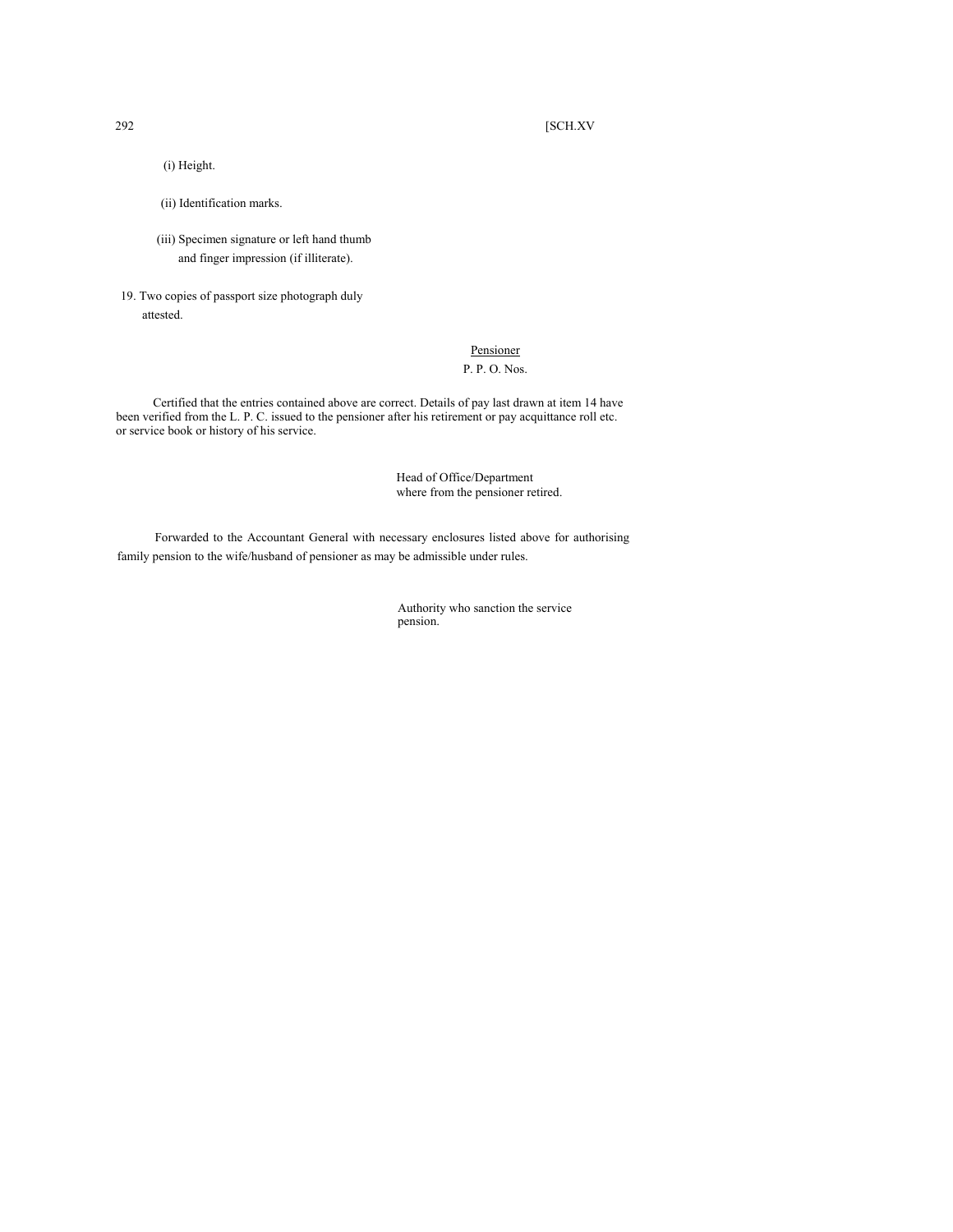(i) Height.

(ii) Identification marks.

(iii) Specimen signature or left hand thumb and finger impression (if illiterate).

19. Two copies of passport size photograph duly attested.

<u>Pensioner</u>
P. P. O. Nos.

Certified that the entries contained above are correct. Details of pay last drawn at item 14 have been verified from the L. P. C. issued to the pensioner after his retirement or pay acquittance roll etc. or service book or history of his service.

Head of Office/Department
where from the pensioner retired.

Forwarded to the Accountant General with necessary enclosures listed above for authorising family pension to the wife/husband of pensioner as may be admissible under rules.

Authority who sanction the service pension.